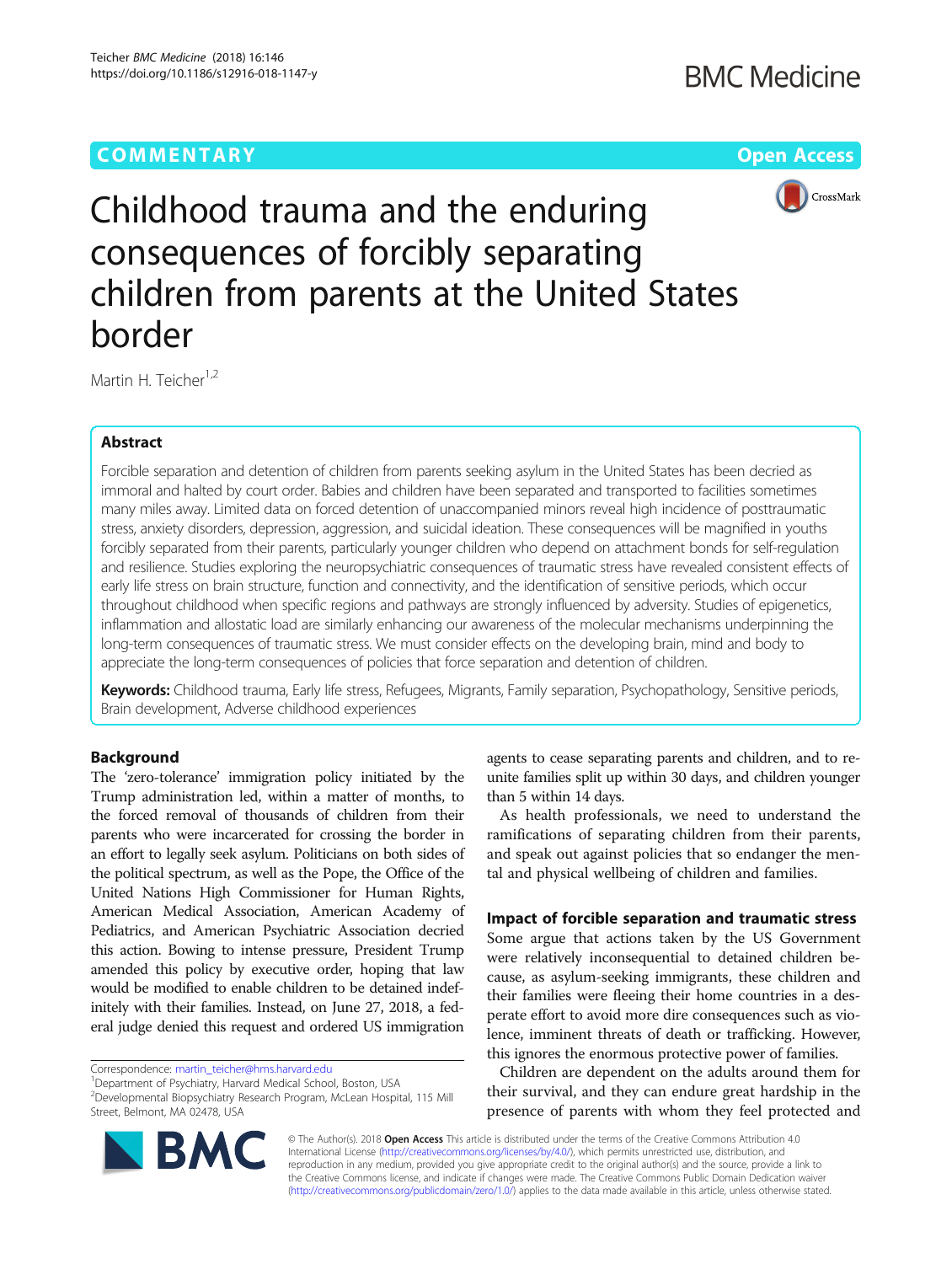COMMENTARY

Open Access

# Childhood trauma and the enduring consequences of forcibly separating children from parents at the United States border

Martin H. Teicher[1,2]

## Abstract

Forcible separation and detention of children from parents seeking asylum in the United States has been decried as immoral and halted by court order. Babies and children have been separated and transported to facilities sometimes many miles away. Limited data on forced detention of unaccompanied minors reveal high incidence of posttraumatic stress, anxiety disorders, depression, aggression, and suicidal ideation. These consequences will be magnified in youths forcibly separated from their parents, particularly younger children who depend on attachment bonds for self-regulation and resilience. Studies exploring the neuropsychiatric consequences of traumatic stress have revealed consistent effects of early life stress on brain structure, function and connectivity, and the identification of sensitive periods, which occur throughout childhood when specific regions and pathways are strongly influenced by adversity. Studies of epigenetics, inflammation and allostatic load are similarly enhancing our awareness of the molecular mechanisms underpinning the long-term consequences of traumatic stress. We must consider effects on the developing brain, mind and body to appreciate the long-term consequences of policies that force separation and detention of children.

**Keywords:** Childhood trauma, Early life stress, Refugees, Migrants, Family separation, Psychopathology, Sensitive periods, Brain development, Adverse childhood experiences

## Background

The 'zero-tolerance' immigration policy initiated by the Trump administration led, within a matter of months, to the forced removal of thousands of children from their parents who were incarcerated for crossing the border in an effort to legally seek asylum. Politicians on both sides of the political spectrum, as well as the Pope, the Office of the United Nations High Commissioner for Human Rights, American Medical Association, American Academy of Pediatrics, and American Psychiatric Association decried this action. Bowing to intense pressure, President Trump amended this policy by executive order, hoping that law would be modified to enable children to be detained indefinitely with their families. Instead, on June 27, 2018, a federal judge denied this request and ordered US immigration agents to cease separating parents and children, and to reunite families split up within 30 days, and children younger than 5 within 14 days.

As health professionals, we need to understand the ramifications of separating children from their parents, and speak out against policies that so endanger the mental and physical wellbeing of children and families.

## Impact of forcible separation and traumatic stress

Some argue that actions taken by the US Government were relatively inconsequential to detained children because, as asylum-seeking immigrants, these children and their families were fleeing their home countries in a desperate effort to avoid more dire consequences such as violence, imminent threats of death or trafficking. However, this ignores the enormous protective power of families.

Children are dependent on the adults around them for their survival, and they can endure great hardship in the presence of parents with whom they feel protected and

Correspondence: martin_teicher@hms.harvard.edu
[1]Department of Psychiatry, Harvard Medical School, Boston, USA
[2]Developmental Biopsychiatry Research Program, McLean Hospital, 115 Mill Street, Belmont, MA 02478, USA

© The Author(s). 2018 **Open Access** This article is distributed under the terms of the Creative Commons Attribution 4.0 International License (http://creativecommons.org/licenses/by/4.0/), which permits unrestricted use, distribution, and reproduction in any medium, provided you give appropriate credit to the original author(s) and the source, provide a link to the Creative Commons license, and indicate if changes were made. The Creative Commons Public Domain Dedication waiver (http://creativecommons.org/publicdomain/zero/1.0/) applies to the data made available in this article, unless otherwise stated.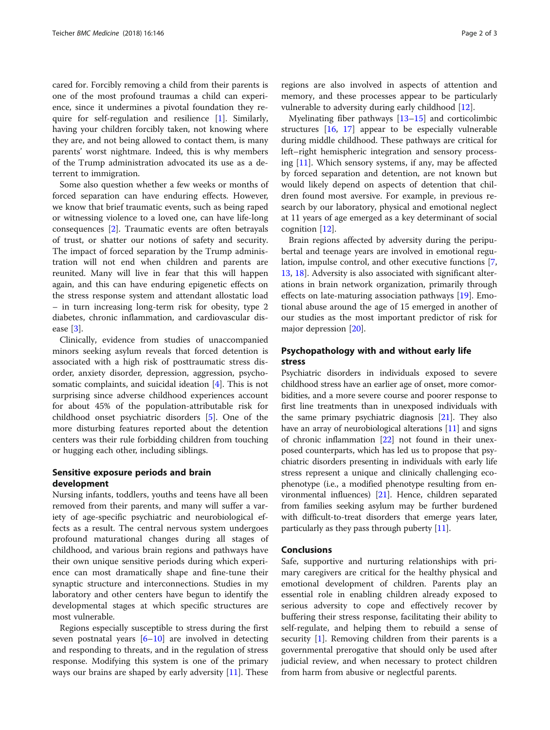cared for. Forcibly removing a child from their parents is one of the most profound traumas a child can experience, since it undermines a pivotal foundation they require for self-regulation and resilience [1]. Similarly, having your children forcibly taken, not knowing where they are, and not being allowed to contact them, is many parents' worst nightmare. Indeed, this is why members of the Trump administration advocated its use as a deterrent to immigration.

Some also question whether a few weeks or months of forced separation can have enduring effects. However, we know that brief traumatic events, such as being raped or witnessing violence to a loved one, can have life-long consequences [2]. Traumatic events are often betrayals of trust, or shatter our notions of safety and security. The impact of forced separation by the Trump administration will not end when children and parents are reunited. Many will live in fear that this will happen again, and this can have enduring epigenetic effects on the stress response system and attendant allostatic load – in turn increasing long-term risk for obesity, type 2 diabetes, chronic inflammation, and cardiovascular disease [3].

Clinically, evidence from studies of unaccompanied minors seeking asylum reveals that forced detention is associated with a high risk of posttraumatic stress disorder, anxiety disorder, depression, aggression, psychosomatic complaints, and suicidal ideation [4]. This is not surprising since adverse childhood experiences account for about 45% of the population-attributable risk for childhood onset psychiatric disorders [5]. One of the more disturbing features reported about the detention centers was their rule forbidding children from touching or hugging each other, including siblings.

## Sensitive exposure periods and brain development

Nursing infants, toddlers, youths and teens have all been removed from their parents, and many will suffer a variety of age-specific psychiatric and neurobiological effects as a result. The central nervous system undergoes profound maturational changes during all stages of childhood, and various brain regions and pathways have their own unique sensitive periods during which experience can most dramatically shape and fine-tune their synaptic structure and interconnections. Studies in my laboratory and other centers have begun to identify the developmental stages at which specific structures are most vulnerable.

Regions especially susceptible to stress during the first seven postnatal years [6–10] are involved in detecting and responding to threats, and in the regulation of stress response. Modifying this system is one of the primary ways our brains are shaped by early adversity [11]. These regions are also involved in aspects of attention and memory, and these processes appear to be particularly vulnerable to adversity during early childhood [12].

Myelinating fiber pathways [13–15] and corticolimbic structures [16, 17] appear to be especially vulnerable during middle childhood. These pathways are critical for left–right hemispheric integration and sensory processing [11]. Which sensory systems, if any, may be affected by forced separation and detention, are not known but would likely depend on aspects of detention that children found most aversive. For example, in previous research by our laboratory, physical and emotional neglect at 11 years of age emerged as a key determinant of social cognition [12].

Brain regions affected by adversity during the peripubertal and teenage years are involved in emotional regulation, impulse control, and other executive functions [7, 13, 18]. Adversity is also associated with significant alterations in brain network organization, primarily through effects on late-maturing association pathways [19]. Emotional abuse around the age of 15 emerged in another of our studies as the most important predictor of risk for major depression [20].

## Psychopathology with and without early life stress

Psychiatric disorders in individuals exposed to severe childhood stress have an earlier age of onset, more comorbidities, and a more severe course and poorer response to first line treatments than in unexposed individuals with the same primary psychiatric diagnosis [21]. They also have an array of neurobiological alterations [11] and signs of chronic inflammation [22] not found in their unexposed counterparts, which has led us to propose that psychiatric disorders presenting in individuals with early life stress represent a unique and clinically challenging ecophenotype (i.e., a modified phenotype resulting from environmental influences) [21]. Hence, children separated from families seeking asylum may be further burdened with difficult-to-treat disorders that emerge years later, particularly as they pass through puberty [11].

## Conclusions

Safe, supportive and nurturing relationships with primary caregivers are critical for the healthy physical and emotional development of children. Parents play an essential role in enabling children already exposed to serious adversity to cope and effectively recover by buffering their stress response, facilitating their ability to self-regulate, and helping them to rebuild a sense of security [1]. Removing children from their parents is a governmental prerogative that should only be used after judicial review, and when necessary to protect children from harm from abusive or neglectful parents.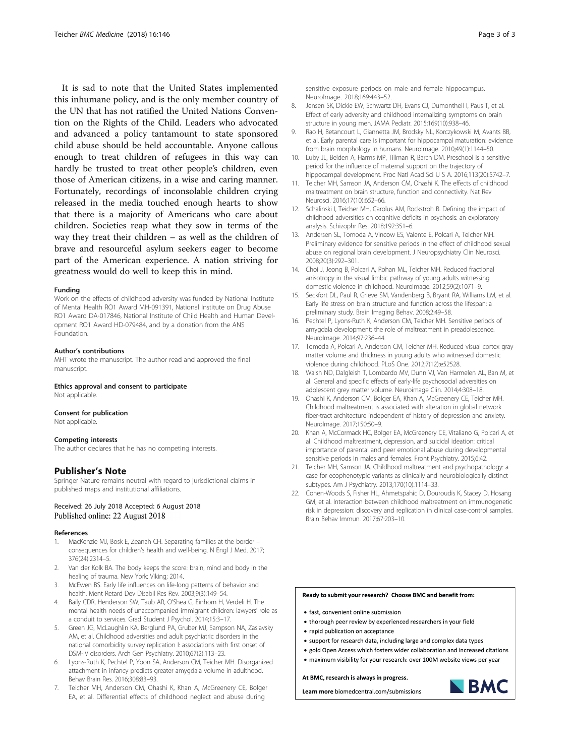It is sad to note that the United States implemented this inhumane policy, and is the only member country of the UN that has not ratified the United Nations Convention on the Rights of the Child. Leaders who advocated and advanced a policy tantamount to state sponsored child abuse should be held accountable. Anyone callous enough to treat children of refugees in this way can hardly be trusted to treat other people's children, even those of American citizens, in a wise and caring manner. Fortunately, recordings of inconsolable children crying released in the media touched enough hearts to show that there is a majority of Americans who care about children. Societies reap what they sow in terms of the way they treat their children – as well as the children of brave and resourceful asylum seekers eager to become part of the American experience. A nation striving for greatness would do well to keep this in mind.

#### Funding

Work on the effects of childhood adversity was funded by National Institute of Mental Health RO1 Award MH-091391, National Institute on Drug Abuse RO1 Award DA-017846, National Institute of Child Health and Human Development RO1 Award HD-079484, and by a donation from the ANS Foundation.

#### Author's contributions

MHT wrote the manuscript. The author read and approved the final manuscript.

#### Ethics approval and consent to participate

Not applicable.

#### Consent for publication

Not applicable.

#### Competing interests

The author declares that he has no competing interests.

### Publisher's Note

Springer Nature remains neutral with regard to jurisdictional claims in published maps and institutional affiliations.

Received: 26 July 2018 Accepted: 6 August 2018
Published online: 22 August 2018

#### References

1. MacKenzie MJ, Bosk E, Zeanah CH. Separating families at the border – consequences for children's health and well-being. N Engl J Med. 2017;376(24):2314–5.
2. Van der Kolk BA. The body keeps the score: brain, mind and body in the healing of trauma. New York: Viking; 2014.
3. McEwen BS. Early life influences on life-long patterns of behavior and health. Ment Retard Dev Disabil Res Rev. 2003;9(3):149–54.
4. Baily CDR, Henderson SW, Taub AR, O'Shea G, Einhorn H, Verdeli H. The mental health needs of unaccompanied immigrant children: lawyers' role as a conduit to services. Grad Student J Psychol. 2014;15:3–17.
5. Green JG, McLaughlin KA, Berglund PA, Gruber MJ, Sampson NA, Zaslavsky AM, et al. Childhood adversities and adult psychiatric disorders in the national comorbidity survey replication I: associations with first onset of DSM-IV disorders. Arch Gen Psychiatry. 2010;67(2):113–23.
6. Lyons-Ruth K, Pechtel P, Yoon SA, Anderson CM, Teicher MH. Disorganized attachment in infancy predicts greater amygdala volume in adulthood. Behav Brain Res. 2016;308:83–93.
7. Teicher MH, Anderson CM, Ohashi K, Khan A, McGreenery CE, Bolger EA, et al. Differential effects of childhood neglect and abuse during sensitive exposure periods on male and female hippocampus. NeuroImage. 2018;169:443–52.
8. Jensen SK, Dickie EW, Schwartz DH, Evans CJ, Dumontheil I, Paus T, et al. Effect of early adversity and childhood internalizing symptoms on brain structure in young men. JAMA Pediatr. 2015;169(10):938–46.
9. Rao H, Betancourt L, Giannetta JM, Brodsky NL, Korczykowski M, Avants BB, et al. Early parental care is important for hippocampal maturation: evidence from brain morphology in humans. NeuroImage. 2010;49(1):1144–50.
10. Luby JL, Belden A, Harms MP, Tillman R, Barch DM. Preschool is a sensitive period for the influence of maternal support on the trajectory of hippocampal development. Proc Natl Acad Sci U S A. 2016;113(20):5742–7.
11. Teicher MH, Samson JA, Anderson CM, Ohashi K. The effects of childhood maltreatment on brain structure, function and connectivity. Nat Rev Neurosci. 2016;17(10):652–66.
12. Schalinski I, Teicher MH, Carolus AM, Rockstroh B. Defining the impact of childhood adversities on cognitive deficits in psychosis: an exploratory analysis. Schizophr Res. 2018;192:351–6.
13. Andersen SL, Tomoda A, Vincow ES, Valente E, Polcari A, Teicher MH. Preliminary evidence for sensitive periods in the effect of childhood sexual abuse on regional brain development. J Neuropsychiatry Clin Neurosci. 2008;20(3):292–301.
14. Choi J, Jeong B, Polcari A, Rohan ML, Teicher MH. Reduced fractional anisotropy in the visual limbic pathway of young adults witnessing domestic violence in childhood. NeuroImage. 2012;59(2):1071–9.
15. Seckfort DL, Paul R, Grieve SM, Vandenberg B, Bryant RA, Williams LM, et al. Early life stress on brain structure and function across the lifespan: a preliminary study. Brain Imaging Behav. 2008;2:49–58.
16. Pechtel P, Lyons-Ruth K, Anderson CM, Teicher MH. Sensitive periods of amygdala development: the role of maltreatment in preadolescence. NeuroImage. 2014;97:236–44.
17. Tomoda A, Polcari A, Anderson CM, Teicher MH. Reduced visual cortex gray matter volume and thickness in young adults who witnessed domestic violence during childhood. PLoS One. 2012;7(12):e52528.
18. Walsh ND, Dalgleish T, Lombardo MV, Dunn VJ, Van Harmelen AL, Ban M, et al. General and specific effects of early-life psychosocial adversities on adolescent grey matter volume. Neuroimage Clin. 2014;4:308–18.
19. Ohashi K, Anderson CM, Bolger EA, Khan A, McGreenery CE, Teicher MH. Childhood maltreatment is associated with alteration in global network fiber-tract architecture independent of history of depression and anxiety. NeuroImage. 2017;150:50–9.
20. Khan A, McCormack HC, Bolger EA, McGreenery CE, Vitaliano G, Polcari A, et al. Childhood maltreatment, depression, and suicidal ideation: critical importance of parental and peer emotional abuse during developmental sensitive periods in males and females. Front Psychiatry. 2015;6:42.
21. Teicher MH, Samson JA. Childhood maltreatment and psychopathology: a case for ecophenotypic variants as clinically and neurobiologically distinct subtypes. Am J Psychiatry. 2013;170(10):1114–33.
22. Cohen-Woods S, Fisher HL, Ahmetspahic D, Douroudis K, Stacey D, Hosang GM, et al. Interaction between childhood maltreatment on immunogenetic risk in depression: discovery and replication in clinical case-control samples. Brain Behav Immun. 2017;67:203–10.

**Ready to submit your research? Choose BMC and benefit from:**

- fast, convenient online submission
- thorough peer review by experienced researchers in your field
- rapid publication on acceptance
- support for research data, including large and complex data types
- gold Open Access which fosters wider collaboration and increased citations
- maximum visibility for your research: over 100M website views per year

**At BMC, research is always in progress.**

**Learn more** biomedcentral.com/submissions

BMC